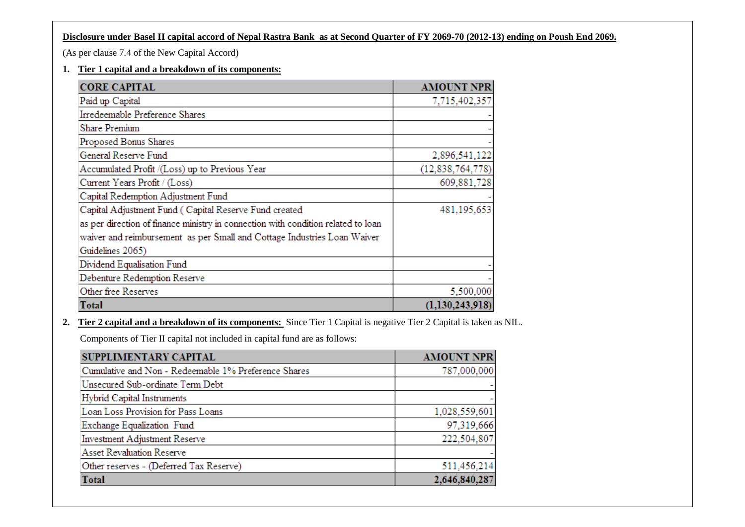**Disclosure under Basel II capital accord of Nepal Rastra Bank as at Second Quarter of FY 2069-70 (2012-13) ending on Poush End 2069.**

(As per clause 7.4 of the New Capital Accord)

1. **Tier 1 capital and a breakdown of its components:**

| CORE CAPITAL | AMOUNT NPR |
|---|---|
| Paid up Capital | 7,715,402,357 |
| Irredeemable Preference Shares | - |
| Share Premium | - |
| Proposed Bonus Shares | - |
| General Reserve Fund | 2,896,541,122 |
| Accumulated Profit /(Loss) up to Previous Year | (12,838,764,778) |
| Current Years Profit / (Loss) | 609,881,728 |
| Capital Redemption Adjustment Fund | - |
| Capital Adjustment Fund ( Capital Reserve Fund created as per direction of finance ministry in connection with condition related to loan waiver and reimbursement as per Small and Cottage Industries Loan Waiver Guidelines 2065) | 481,195,653 |
| Dividend Equalisation Fund | - |
| Debenture Redemption Reserve | - |
| Other free Reserves | 5,500,000 |
| **Total** | **(1,130,243,918)** |

2. **Tier 2 capital and a breakdown of its components:** Since Tier 1 Capital is negative Tier 2 Capital is taken as NIL.

Components of Tier II capital not included in capital fund are as follows:

| SUPPLIMENTARY CAPITAL | AMOUNT NPR |
|---|---|
| Cumulative and Non - Redeemable 1% Preference Shares | 787,000,000 |
| Unsecured Sub-ordinate Term Debt | - |
| Hybrid Capital Instruments | - |
| Loan Loss Provision for Pass Loans | 1,028,559,601 |
| Exchange Equalization Fund | 97,319,666 |
| Investment Adjustment Reserve | 222,504,807 |
| Asset Revaluation Reserve | - |
| Other reserves - (Deferred Tax Reserve) | 511,456,214 |
| **Total** | **2,646,840,287** |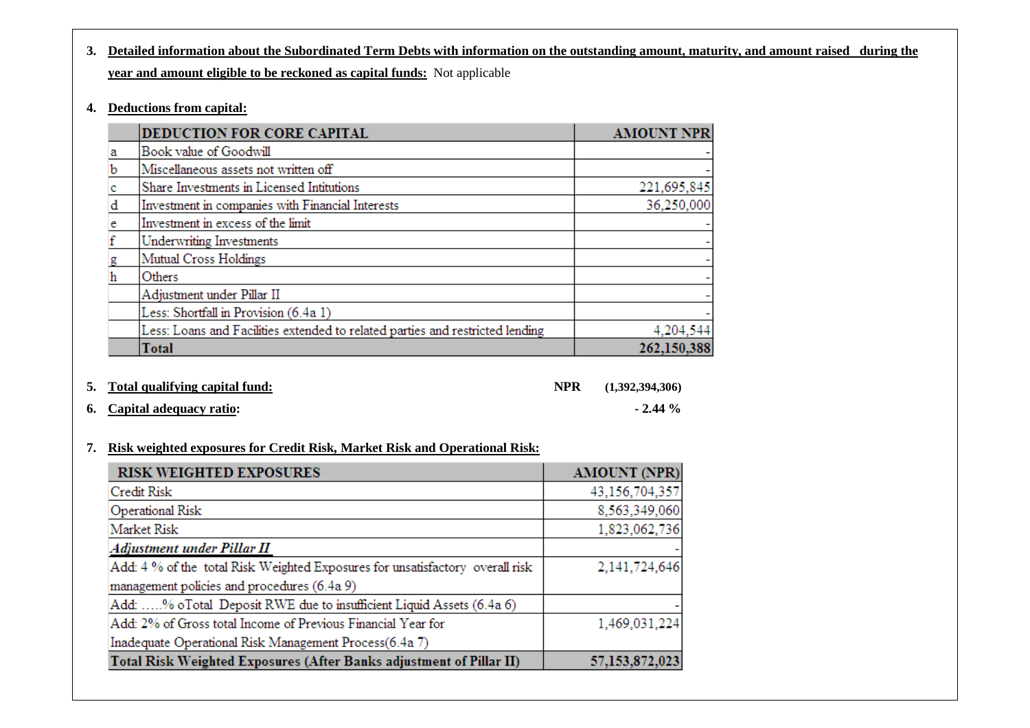3. **Detailed information about the Subordinated Term Debts with information on the outstanding amount, maturity, and amount raised during the year and amount eligible to be reckoned as capital funds:** Not applicable

4. **Deductions from capital:**

| | DEDUCTION FOR CORE CAPITAL | AMOUNT NPR |
|---|---|---|
| a | Book value of Goodwill | - |
| b | Miscellaneous assets not written off | - |
| c | Share Investments in Licensed Intitutions | 221,695,845 |
| d | Investment in companies with Financial Interests | 36,250,000 |
| e | Investment in excess of the limit | - |
| f | Underwriting Investments | - |
| g | Mutual Cross Holdings | - |
| h | Others | - |
| | Adjustment under Pillar II | - |
| | Less: Shortfall in Provision (6.4a 1) | - |
| | Less: Loans and Facilities extended to related parties and restricted lending | 4,204,544 |
| | **Total** | **262,150,388** |

5. **Total qualifying capital fund:** **NPR (1,392,394,306)**

6. **Capital adequacy ratio:** **- 2.44 %**

7. **Risk weighted exposures for Credit Risk, Market Risk and Operational Risk:**

| RISK WEIGHTED EXPOSURES | AMOUNT (NPR) |
|---|---|
| Credit Risk | 43,156,704,357 |
| Operational Risk | 8,563,349,060 |
| Market Risk | 1,823,062,736 |
| ***Adjustment under Pillar II*** | - |
| Add: 4 % of the total Risk Weighted Exposures for unsatisfactory overall risk management policies and procedures (6.4a 9) | 2,141,724,646 |
| Add: .....% oTotal Deposit RWE due to insufficient Liquid Assets (6.4a 6) | - |
| Add: 2% of Gross total Income of Previous Financial Year for Inadequate Operational Risk Management Process(6.4a 7) | 1,469,031,224 |
| **Total Risk Weighted Exposures (After Banks adjustment of Pillar II)** | **57,153,872,023** |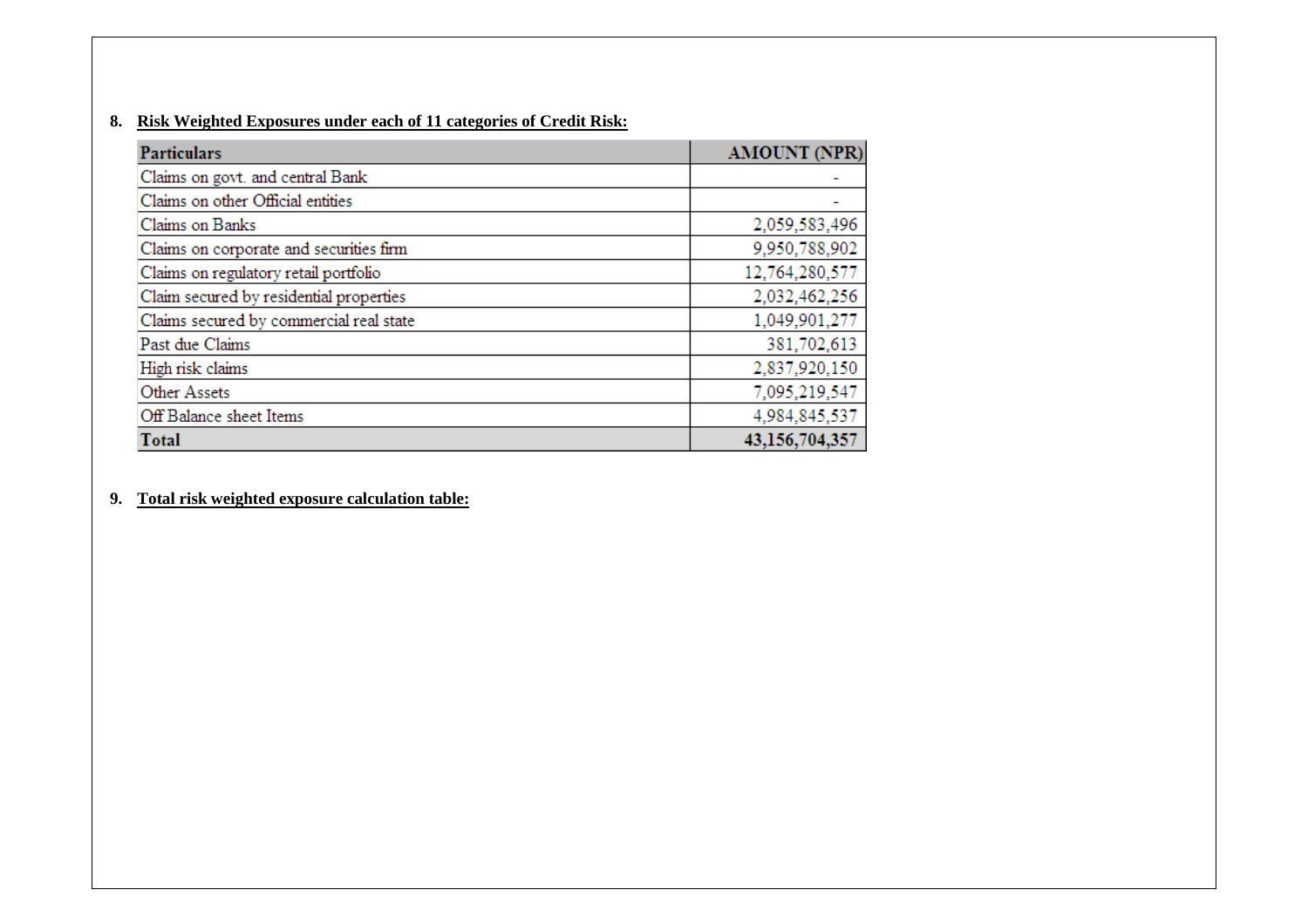8. **Risk Weighted Exposures under each of 11 categories of Credit Risk:**

| Particulars | AMOUNT (NPR) |
|---|---|
| Claims on govt. and central Bank | - |
| Claims on other Official entities | - |
| Claims on Banks | 2,059,583,496 |
| Claims on corporate and securities firm | 9,950,788,902 |
| Claims on regulatory retail portfolio | 12,764,280,577 |
| Claim secured by residential properties | 2,032,462,256 |
| Claims secured by commercial real state | 1,049,901,277 |
| Past due Claims | 381,702,613 |
| High risk claims | 2,837,920,150 |
| Other Assets | 7,095,219,547 |
| Off Balance sheet Items | 4,984,845,537 |
| **Total** | **43,156,704,357** |

9. **Total risk weighted exposure calculation table:**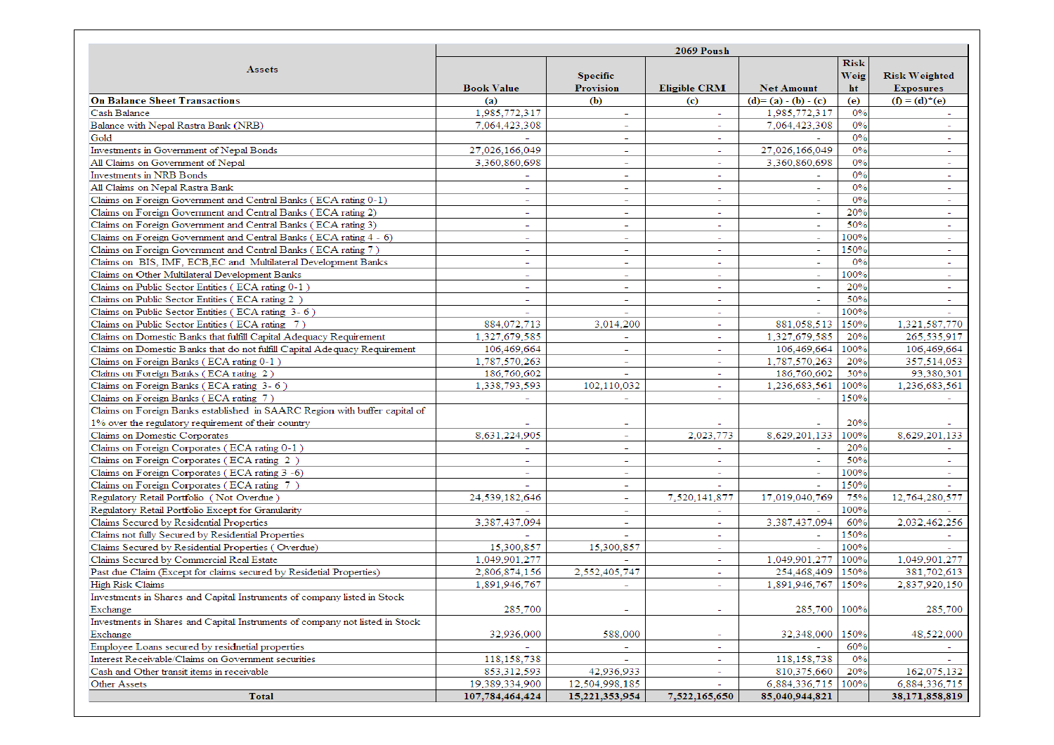| Assets | 2069 Poush | | | | | |
|---|---|---|---|---|---|---|
| | Book Value | Specific Provision | Eligible CRM | Net Amount | Risk Weight | Risk Weighted Exposures |
| **On Balance Sheet Transactions** | (a) | (b) | (c) | (d)= (a) - (b) - (c) | (e) | (f) = (d)*(e) |
| Cash Balance | 1,985,772,317 | - | - | 1,985,772,317 | 0% | - |
| Balance with Nepal Rastra Bank (NRB) | 7,064,423,308 | - | - | 7,064,423,308 | 0% | - |
| Gold | - | - | - | - | 0% | - |
| Investments in Government of Nepal Bonds | 27,026,166,049 | - | - | 27,026,166,049 | 0% | - |
| All Claims on Government of Nepal | 3,360,860,698 | - | - | 3,360,860,698 | 0% | - |
| Investments in NRB Bonds | - | - | - | - | 0% | - |
| All Claims on Nepal Rastra Bank | - | - | - | - | 0% | - |
| Claims on Foreign Government and Central Banks ( ECA rating 0-1) | - | - | - | - | 0% | - |
| Claims on Foreign Government and Central Banks ( ECA rating 2) | - | - | - | - | 20% | - |
| Claims on Foreign Government and Central Banks ( ECA rating 3) | - | - | - | - | 50% | - |
| Claims on Foreign Government and Central Banks ( ECA rating 4 - 6) | - | - | - | - | 100% | - |
| Claims on Foreign Government and Central Banks ( ECA rating 7 ) | - | - | - | - | 150% | - |
| Claims on BIS, IMF, ECB,EC and Multilateral Development Banks | - | - | - | - | 0% | - |
| Claims on Other Multilateral Development Banks | - | - | - | - | 100% | - |
| Claims on Public Sector Entities ( ECA rating 0-1 ) | - | - | - | - | 20% | - |
| Claims on Public Sector Entities ( ECA rating 2 ) | - | - | - | - | 50% | - |
| Claims on Public Sector Entities ( ECA rating 3- 6 ) | - | - | - | - | 100% | - |
| Claims on Public Sector Entities ( ECA rating 7 ) | 884,072,713 | 3,014,200 | - | 881,058,513 | 150% | 1,321,587,770 |
| Claims on Domestic Banks that fulfill Capital Adequacy Requirement | 1,327,679,585 | - | - | 1,327,679,585 | 20% | 265,535,917 |
| Claims on Domestic Banks that do not fulfill Capital Adequacy Requirement | 106,469,664 | - | - | 106,469,664 | 100% | 106,469,664 |
| Claims on Foreign Banks ( ECA rating 0-1 ) | 1,787,570,263 | - | - | 1,787,570,263 | 20% | 357,514,053 |
| Claims on Foreign Banks ( ECA rating 2 ) | 186,760,602 | - | - | 186,760,602 | 50% | 93,380,301 |
| Claims on Foreign Banks ( ECA rating 3- 6 ) | 1,338,793,593 | 102,110,032 | - | 1,236,683,561 | 100% | 1,236,683,561 |
| Claims on Foreign Banks ( ECA rating 7 ) | - | - | - | - | 150% | - |
| Claims on Foreign Banks established in SAARC Region with buffer capital of 1% over the regulatory requirement of their country | - | - | - | - | 20% | - |
| Claims on Domestic Corporates | 8,631,224,905 | - | 2,023,773 | 8,629,201,133 | 100% | 8,629,201,133 |
| Claims on Foreign Corporates ( ECA rating 0-1 ) | - | - | - | - | 20% | - |
| Claims on Foreign Corporates ( ECA rating 2 ) | - | - | - | - | 50% | - |
| Claims on Foreign Corporates ( ECA rating 3 -6) | - | - | - | - | 100% | - |
| Claims on Foreign Corporates ( ECA rating 7 ) | - | - | - | - | 150% | - |
| Regulatory Retail Portfolio ( Not Overdue ) | 24,539,182,646 | - | 7,520,141,877 | 17,019,040,769 | 75% | 12,764,280,577 |
| Regulatory Retail Portfolio Except for Granularity | - | - | - | - | 100% | - |
| Claims Secured by Residential Properties | 3,387,437,094 | - | - | 3,387,437,094 | 60% | 2,032,462,256 |
| Claims not fully Secured by Residential Properties | - | - | - | - | 150% | - |
| Claims Secured by Residential Properties ( Overdue) | 15,300,857 | 15,300,857 | - | - | 100% | - |
| Claims Secured by Commercial Real Estate | 1,049,901,277 | - | - | 1,049,901,277 | 100% | 1,049,901,277 |
| Past due Claim (Except for claims secured by Resideial Properties) | 2,806,874,156 | 2,552,405,747 | - | 254,468,409 | 150% | 381,702,613 |
| High Risk Claims | 1,891,946,767 | - | - | 1,891,946,767 | 150% | 2,837,920,150 |
| Investments in Shares and Capital Instruments of company listed in Stock Exchange | 285,700 | - | - | 285,700 | 100% | 285,700 |
| Investments in Shares and Capital Instruments of company not listed in Stock Exchange | 32,936,000 | 588,000 | - | 32,348,000 | 150% | 48,522,000 |
| Employee Loans secured by residnetial properties | - | - | - | - | 60% | - |
| Interest Receivable/Claims on Government securities | 118,158,738 | - | - | 118,158,738 | 0% | - |
| Cash and Other transit items in receivable | 853,312,593 | 42,936,933 | - | 810,375,660 | 20% | 162,075,132 |
| Other Assets | 19,389,334,900 | 12,504,998,185 | - | 6,884,336,715 | 100% | 6,884,336,715 |
| **Total** | **107,784,464,424** | **15,221,353,954** | **7,522,165,650** | **85,040,944,821** | | **38,171,858,819** |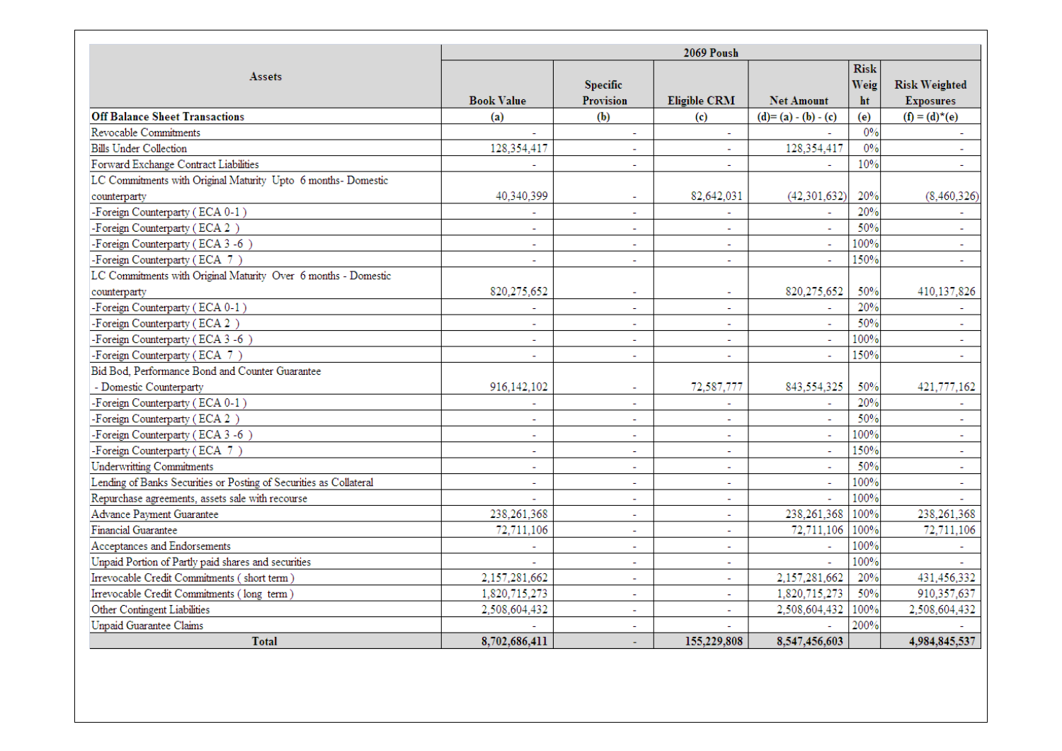| Assets | 2069 Poush | | | | | |
|---|---|---|---|---|---|---|
| | Book Value | Specific Provision | Eligible CRM | Net Amount | Risk Weight | Risk Weighted Exposures |
| **Off Balance Sheet Transactions** | (a) | (b) | (c) | (d)= (a) - (b) - (c) | (e) | (f) = (d)*(e) |
| Revocable Commitments | - | - | - | - | 0% | - |
| Bills Under Collection | 128,354,417 | - | - | 128,354,417 | 0% | - |
| Forward Exchange Contract Liabilities | - | - | - | - | 10% | - |
| LC Commitments with Original Maturity Upto 6 months- Domestic counterparty | 40,340,399 | - | 82,642,031 | (42,301,632) | 20% | (8,460,326) |
| -Foreign Counterparty ( ECA 0-1 ) | - | - | - | - | 20% | - |
| -Foreign Counterparty ( ECA 2 ) | - | - | - | - | 50% | - |
| -Foreign Counterparty ( ECA 3 -6 ) | - | - | - | - | 100% | - |
| -Foreign Counterparty ( ECA 7 ) | - | - | - | - | 150% | - |
| LC Commitments with Original Maturity Over 6 months - Domestic counterparty | 820,275,652 | - | - | 820,275,652 | 50% | 410,137,826 |
| -Foreign Counterparty ( ECA 0-1 ) | - | - | - | - | 20% | - |
| -Foreign Counterparty ( ECA 2 ) | - | - | - | - | 50% | - |
| -Foreign Counterparty ( ECA 3 -6 ) | - | - | - | - | 100% | - |
| -Foreign Counterparty ( ECA 7 ) | - | - | - | - | 150% | - |
| Bid Bod, Performance Bond and Counter Guarantee - Domestic Counterparty | 916,142,102 | - | 72,587,777 | 843,554,325 | 50% | 421,777,162 |
| -Foreign Counterparty ( ECA 0-1 ) | - | - | - | - | 20% | - |
| -Foreign Counterparty ( ECA 2 ) | - | - | - | - | 50% | - |
| -Foreign Counterparty ( ECA 3 -6 ) | - | - | - | - | 100% | - |
| -Foreign Counterparty ( ECA 7 ) | - | - | - | - | 150% | - |
| Underwritting Commitments | - | - | - | - | 50% | - |
| Lending of Banks Securities or Posting of Securities as Collateral | - | - | - | - | 100% | - |
| Repurchase agreements, assets sale with recourse | - | - | - | - | 100% | - |
| Advance Payment Guarantee | 238,261,368 | - | - | 238,261,368 | 100% | 238,261,368 |
| Financial Guarantee | 72,711,106 | - | - | 72,711,106 | 100% | 72,711,106 |
| Acceptances and Endorsements | - | - | - | - | 100% | - |
| Unpaid Portion of Partly paid shares and securities | - | - | - | - | 100% | - |
| Irrevocable Credit Commitments ( short term ) | 2,157,281,662 | - | - | 2,157,281,662 | 20% | 431,456,332 |
| Irrevocable Credit Commitments ( long term ) | 1,820,715,273 | - | - | 1,820,715,273 | 50% | 910,357,637 |
| Other Contingent Liabilities | 2,508,604,432 | - | - | 2,508,604,432 | 100% | 2,508,604,432 |
| Unpaid Guarantee Claims | - | - | - | - | 200% | - |
| **Total** | **8,702,686,411** | **-** | **155,229,808** | **8,547,456,603** | | **4,984,845,537** |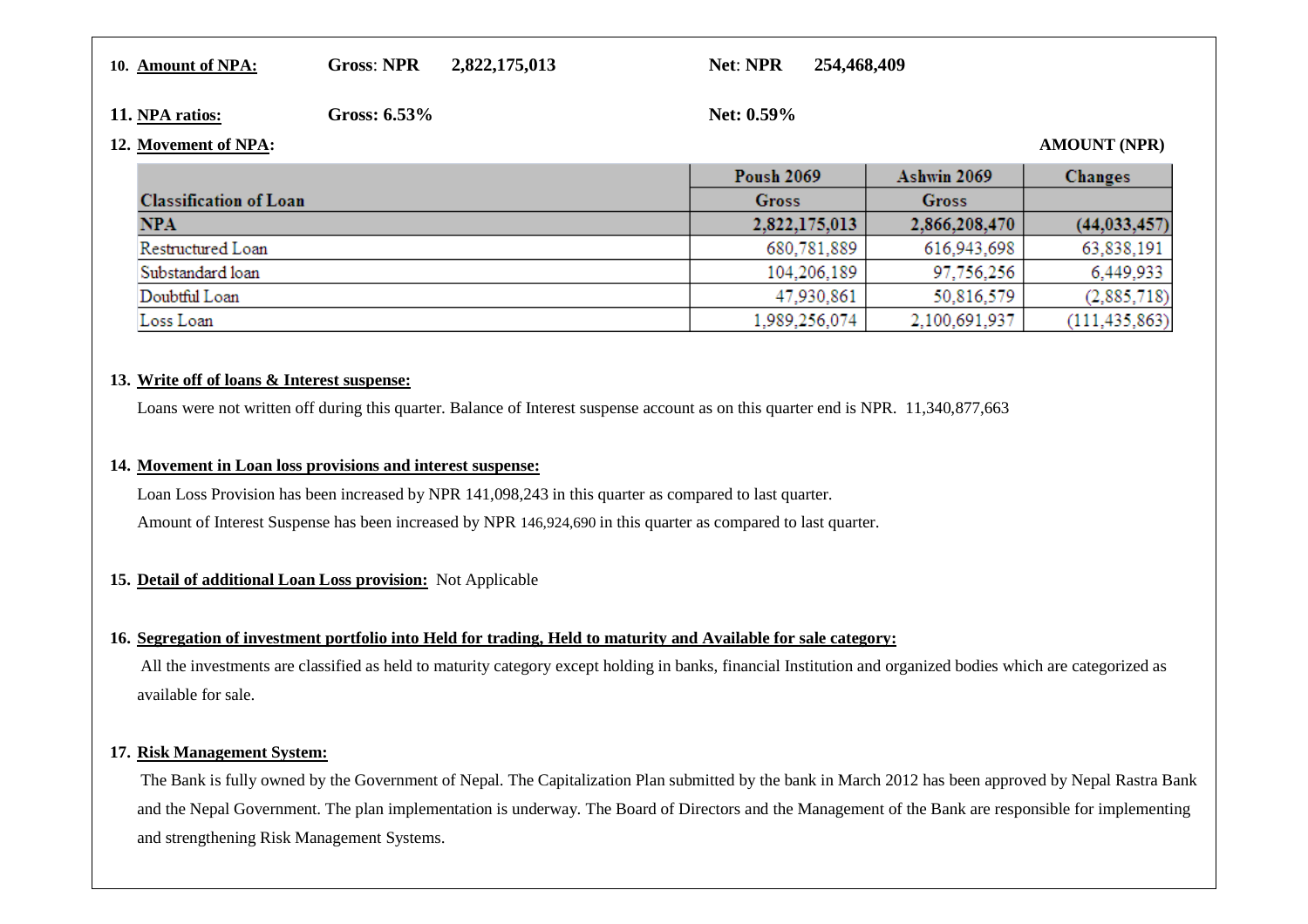**10. Amount of NPA:** **Gross: NPR 2,822,175,013** **Net: NPR 254,468,409**

**11. NPA ratios:** **Gross: 6.53%** **Net: 0.59%**

**12. Movement of NPA:**

**AMOUNT (NPR)**

| Classification of Loan | Poush 2069 Gross | Ashwin 2069 Gross | Changes |
|---|---|---|---|
| **NPA** | **2,822,175,013** | **2,866,208,470** | **(44,033,457)** |
| Restructured Loan | 680,781,889 | 616,943,698 | 63,838,191 |
| Substandard loan | 104,206,189 | 97,756,256 | 6,449,933 |
| Doubtful Loan | 47,930,861 | 50,816,579 | (2,885,718) |
| Loss Loan | 1,989,256,074 | 2,100,691,937 | (111,435,863) |

**13. Write off of loans & Interest suspense:**

Loans were not written off during this quarter. Balance of Interest suspense account as on this quarter end is NPR. 11,340,877,663

**14. Movement in Loan loss provisions and interest suspense:**

Loan Loss Provision has been increased by NPR 141,098,243 in this quarter as compared to last quarter.

Amount of Interest Suspense has been increased by NPR 146,924,690 in this quarter as compared to last quarter.

**15. Detail of additional Loan Loss provision:** Not Applicable

**16. Segregation of investment portfolio into Held for trading, Held to maturity and Available for sale category:**

All the investments are classified as held to maturity category except holding in banks, financial Institution and organized bodies which are categorized as available for sale.

**17. Risk Management System:**

The Bank is fully owned by the Government of Nepal. The Capitalization Plan submitted by the bank in March 2012 has been approved by Nepal Rastra Bank and the Nepal Government. The plan implementation is underway. The Board of Directors and the Management of the Bank are responsible for implementing and strengthening Risk Management Systems.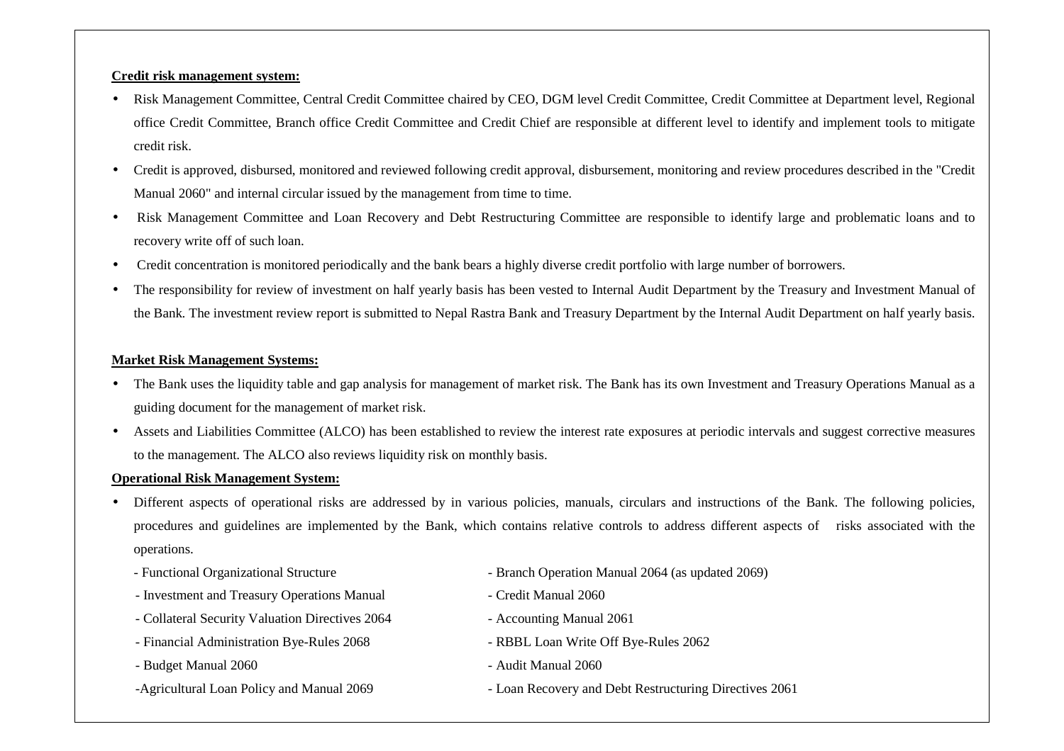**Credit risk management system:**

- Risk Management Committee, Central Credit Committee chaired by CEO, DGM level Credit Committee, Credit Committee at Department level, Regional office Credit Committee, Branch office Credit Committee and Credit Chief are responsible at different level to identify and implement tools to mitigate credit risk.
- Credit is approved, disbursed, monitored and reviewed following credit approval, disbursement, monitoring and review procedures described in the "Credit Manual 2060" and internal circular issued by the management from time to time.
- Risk Management Committee and Loan Recovery and Debt Restructuring Committee are responsible to identify large and problematic loans and to recovery write off of such loan.
- Credit concentration is monitored periodically and the bank bears a highly diverse credit portfolio with large number of borrowers.
- The responsibility for review of investment on half yearly basis has been vested to Internal Audit Department by the Treasury and Investment Manual of the Bank. The investment review report is submitted to Nepal Rastra Bank and Treasury Department by the Internal Audit Department on half yearly basis.

**Market Risk Management Systems:**

- The Bank uses the liquidity table and gap analysis for management of market risk. The Bank has its own Investment and Treasury Operations Manual as a guiding document for the management of market risk.
- Assets and Liabilities Committee (ALCO) has been established to review the interest rate exposures at periodic intervals and suggest corrective measures to the management. The ALCO also reviews liquidity risk on monthly basis.

**Operational Risk Management System:**

- Different aspects of operational risks are addressed by in various policies, manuals, circulars and instructions of the Bank. The following policies, procedures and guidelines are implemented by the Bank, which contains relative controls to address different aspects of risks associated with the operations.
  - Functional Organizational Structure
  - Investment and Treasury Operations Manual
  - Collateral Security Valuation Directives 2064
  - Financial Administration Bye-Rules 2068
  - Budget Manual 2060
  - Agricultural Loan Policy and Manual 2069
  - Branch Operation Manual 2064 (as updated 2069)
  - Credit Manual 2060
  - Accounting Manual 2061
  - RBBL Loan Write Off Bye-Rules 2062
  - Audit Manual 2060
  - Loan Recovery and Debt Restructuring Directives 2061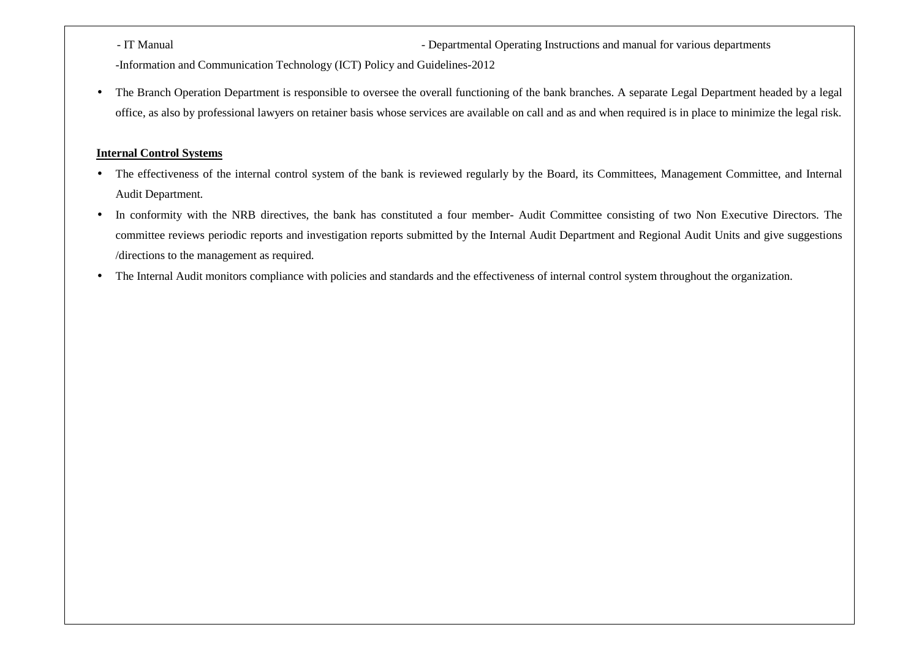- IT Manual
- Departmental Operating Instructions and manual for various departments
- Information and Communication Technology (ICT) Policy and Guidelines-2012

- The Branch Operation Department is responsible to oversee the overall functioning of the bank branches. A separate Legal Department headed by a legal office, as also by professional lawyers on retainer basis whose services are available on call and as and when required is in place to minimize the legal risk.

**Internal Control Systems**

- The effectiveness of the internal control system of the bank is reviewed regularly by the Board, its Committees, Management Committee, and Internal Audit Department.
- In conformity with the NRB directives, the bank has constituted a four member- Audit Committee consisting of two Non Executive Directors. The committee reviews periodic reports and investigation reports submitted by the Internal Audit Department and Regional Audit Units and give suggestions /directions to the management as required.
- The Internal Audit monitors compliance with policies and standards and the effectiveness of internal control system throughout the organization.